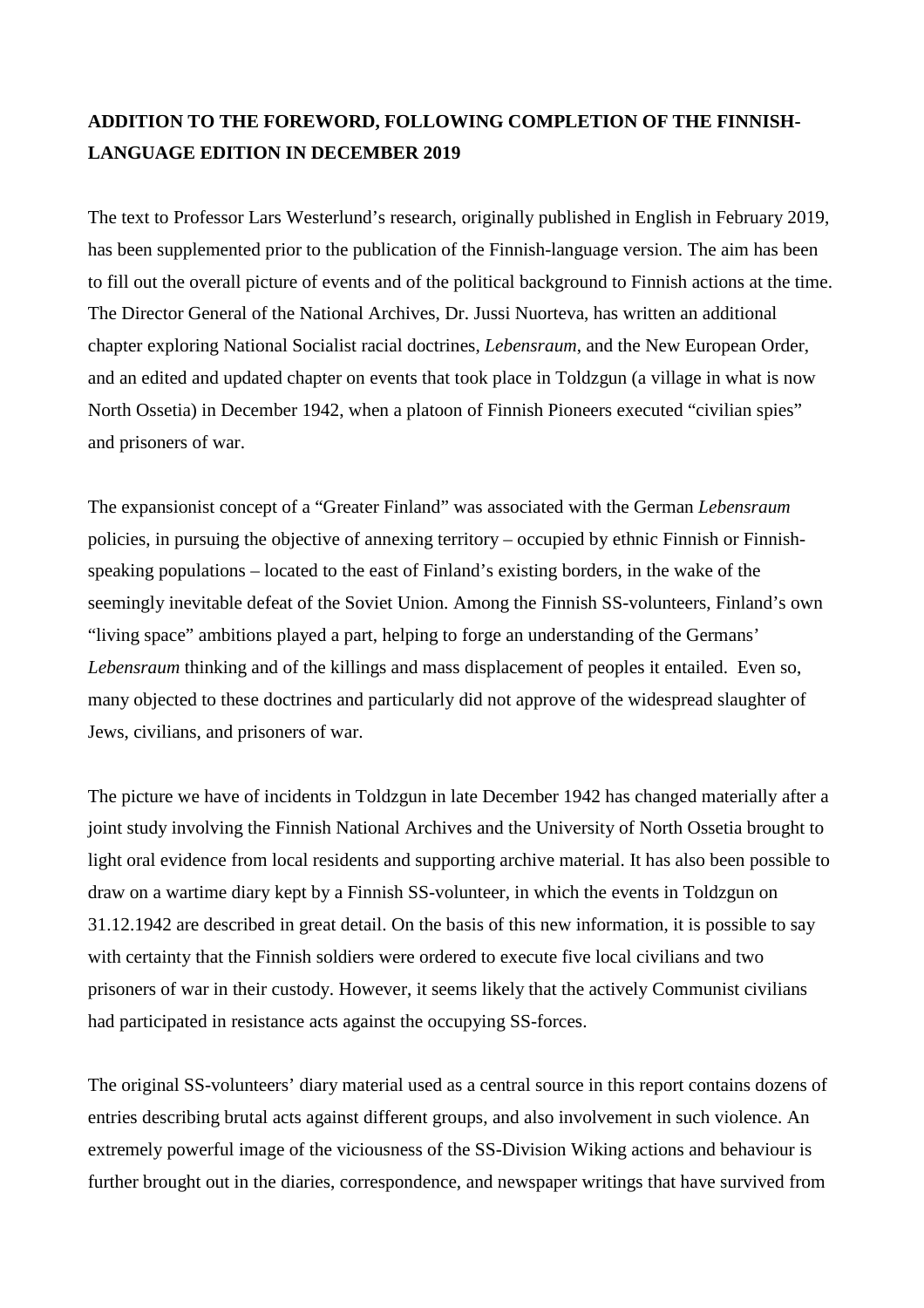**ADDITION TO THE FOREWORD, FOLLOWING COMPLETION OF THE FINNISH-LANGUAGE EDITION IN DECEMBER 2019**

The text to Professor Lars Westerlund's research, originally published in English in February 2019, has been supplemented prior to the publication of the Finnish-language version. The aim has been to fill out the overall picture of events and of the political background to Finnish actions at the time. The Director General of the National Archives, Dr. Jussi Nuorteva, has written an additional chapter exploring National Socialist racial doctrines, *Lebensraum*, and the New European Order, and an edited and updated chapter on events that took place in Toldzgun (a village in what is now North Ossetia) in December 1942, when a platoon of Finnish Pioneers executed "civilian spies" and prisoners of war.

The expansionist concept of a "Greater Finland" was associated with the German *Lebensraum* policies, in pursuing the objective of annexing territory – occupied by ethnic Finnish or Finnish-speaking populations – located to the east of Finland's existing borders, in the wake of the seemingly inevitable defeat of the Soviet Union. Among the Finnish SS-volunteers, Finland's own "living space" ambitions played a part, helping to forge an understanding of the Germans' *Lebensraum* thinking and of the killings and mass displacement of peoples it entailed. Even so, many objected to these doctrines and particularly did not approve of the widespread slaughter of Jews, civilians, and prisoners of war.

The picture we have of incidents in Toldzgun in late December 1942 has changed materially after a joint study involving the Finnish National Archives and the University of North Ossetia brought to light oral evidence from local residents and supporting archive material. It has also been possible to draw on a wartime diary kept by a Finnish SS-volunteer, in which the events in Toldzgun on 31.12.1942 are described in great detail. On the basis of this new information, it is possible to say with certainty that the Finnish soldiers were ordered to execute five local civilians and two prisoners of war in their custody. However, it seems likely that the actively Communist civilians had participated in resistance acts against the occupying SS-forces.

The original SS-volunteers' diary material used as a central source in this report contains dozens of entries describing brutal acts against different groups, and also involvement in such violence. An extremely powerful image of the viciousness of the SS-Division Wiking actions and behaviour is further brought out in the diaries, correspondence, and newspaper writings that have survived from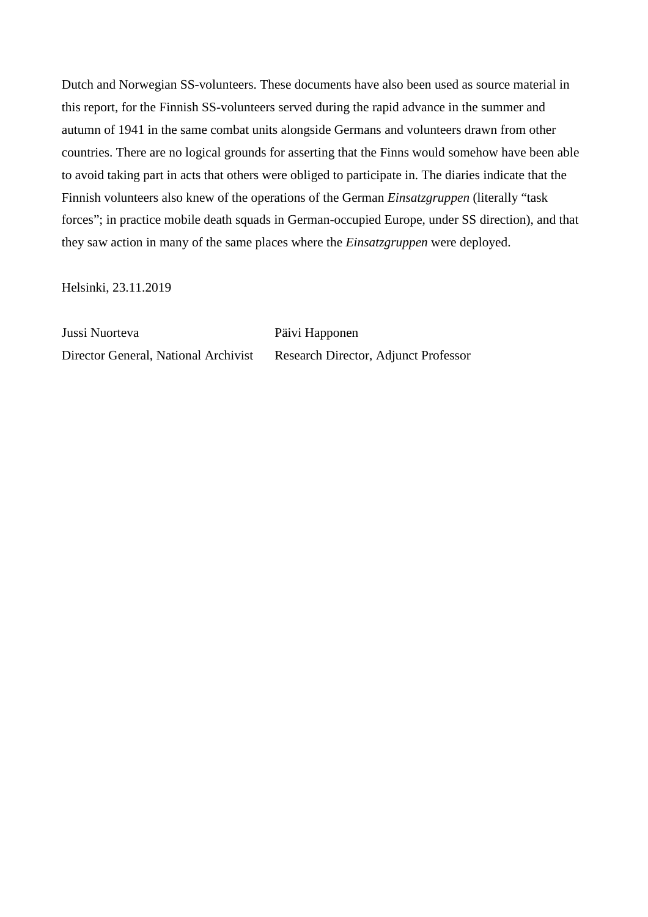Dutch and Norwegian SS-volunteers. These documents have also been used as source material in this report, for the Finnish SS-volunteers served during the rapid advance in the summer and autumn of 1941 in the same combat units alongside Germans and volunteers drawn from other countries. There are no logical grounds for asserting that the Finns would somehow have been able to avoid taking part in acts that others were obliged to participate in. The diaries indicate that the Finnish volunteers also knew of the operations of the German *Einsatzgruppen* (literally "task forces"; in practice mobile death squads in German-occupied Europe, under SS direction), and that they saw action in many of the same places where the *Einsatzgruppen* were deployed.

Helsinki, 23.11.2019

| | |
|---|---|
| Jussi Nuorteva | Päivi Happonen |
| Director General, National Archivist | Research Director, Adjunct Professor |